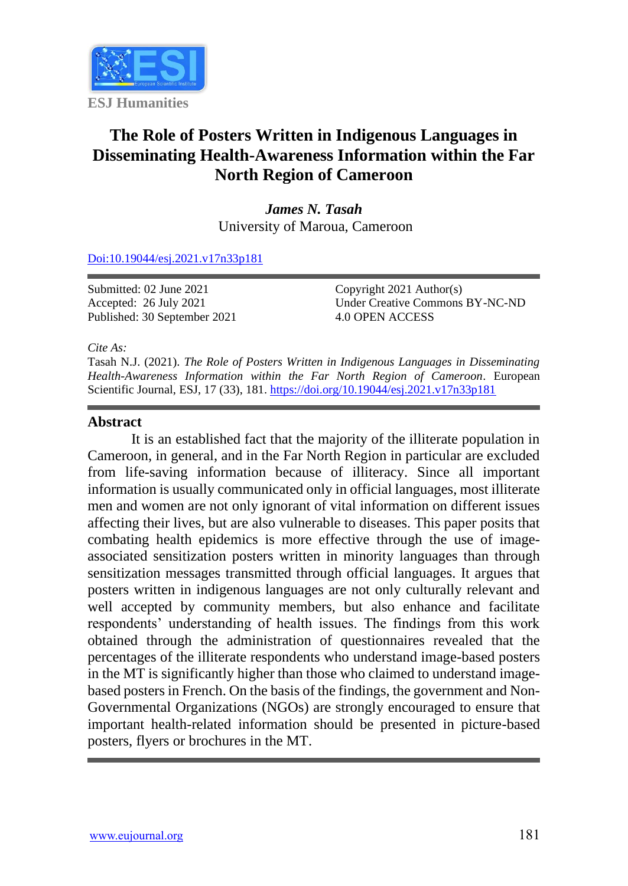ESJ Humanities

# The Role of Posters Written in Indigenous Languages in Disseminating Health-Awareness Information within the Far North Region of Cameroon

***James N. Tasah***
University of Maroua, Cameroon

[Doi:10.19044/esj.2021.v17n33p181](https://doi.org/10.19044/esj.2021.v17n33p181)

Submitted: 02 June 2021
Accepted: 26 July 2021
Published: 30 September 2021

Copyright 2021 Author(s)
Under Creative Commons BY-NC-ND 4.0 OPEN ACCESS

*Cite As:*
Tasah N.J. (2021). *The Role of Posters Written in Indigenous Languages in Disseminating Health-Awareness Information within the Far North Region of Cameroon*. European Scientific Journal, ESJ, 17 (33), 181. https://doi.org/10.19044/esj.2021.v17n33p181

## Abstract

It is an established fact that the majority of the illiterate population in Cameroon, in general, and in the Far North Region in particular are excluded from life-saving information because of illiteracy. Since all important information is usually communicated only in official languages, most illiterate men and women are not only ignorant of vital information on different issues affecting their lives, but are also vulnerable to diseases. This paper posits that combating health epidemics is more effective through the use of image-associated sensitization posters written in minority languages than through sensitization messages transmitted through official languages. It argues that posters written in indigenous languages are not only culturally relevant and well accepted by community members, but also enhance and facilitate respondents' understanding of health issues. The findings from this work obtained through the administration of questionnaires revealed that the percentages of the illiterate respondents who understand image-based posters in the MT is significantly higher than those who claimed to understand image-based posters in French. On the basis of the findings, the government and Non-Governmental Organizations (NGOs) are strongly encouraged to ensure that important health-related information should be presented in picture-based posters, flyers or brochures in the MT.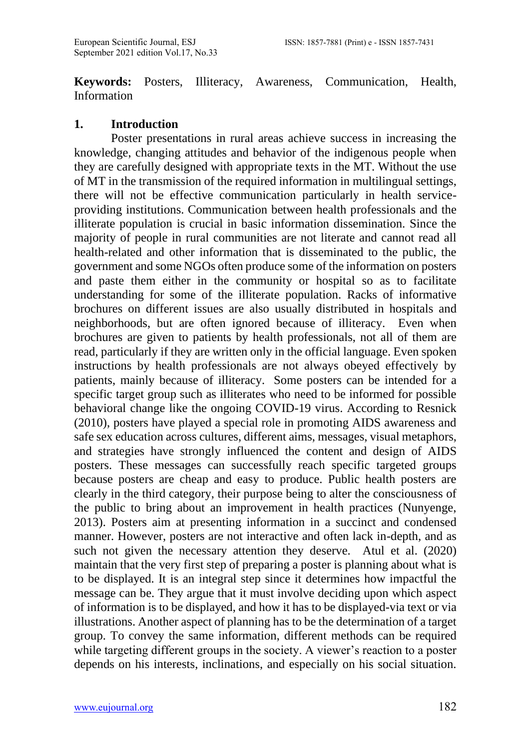**Keywords:** Posters, Illiteracy, Awareness, Communication, Health, Information

## 1. Introduction

Poster presentations in rural areas achieve success in increasing the knowledge, changing attitudes and behavior of the indigenous people when they are carefully designed with appropriate texts in the MT. Without the use of MT in the transmission of the required information in multilingual settings, there will not be effective communication particularly in health service-providing institutions. Communication between health professionals and the illiterate population is crucial in basic information dissemination. Since the majority of people in rural communities are not literate and cannot read all health-related and other information that is disseminated to the public, the government and some NGOs often produce some of the information on posters and paste them either in the community or hospital so as to facilitate understanding for some of the illiterate population. Racks of informative brochures on different issues are also usually distributed in hospitals and neighborhoods, but are often ignored because of illiteracy. Even when brochures are given to patients by health professionals, not all of them are read, particularly if they are written only in the official language. Even spoken instructions by health professionals are not always obeyed effectively by patients, mainly because of illiteracy. Some posters can be intended for a specific target group such as illiterates who need to be informed for possible behavioral change like the ongoing COVID-19 virus. According to Resnick (2010), posters have played a special role in promoting AIDS awareness and safe sex education across cultures, different aims, messages, visual metaphors, and strategies have strongly influenced the content and design of AIDS posters. These messages can successfully reach specific targeted groups because posters are cheap and easy to produce. Public health posters are clearly in the third category, their purpose being to alter the consciousness of the public to bring about an improvement in health practices (Nunyenge, 2013). Posters aim at presenting information in a succinct and condensed manner. However, posters are not interactive and often lack in-depth, and as such not given the necessary attention they deserve. Atul et al. (2020) maintain that the very first step of preparing a poster is planning about what is to be displayed. It is an integral step since it determines how impactful the message can be. They argue that it must involve deciding upon which aspect of information is to be displayed, and how it has to be displayed-via text or via illustrations. Another aspect of planning has to be the determination of a target group. To convey the same information, different methods can be required while targeting different groups in the society. A viewer's reaction to a poster depends on his interests, inclinations, and especially on his social situation.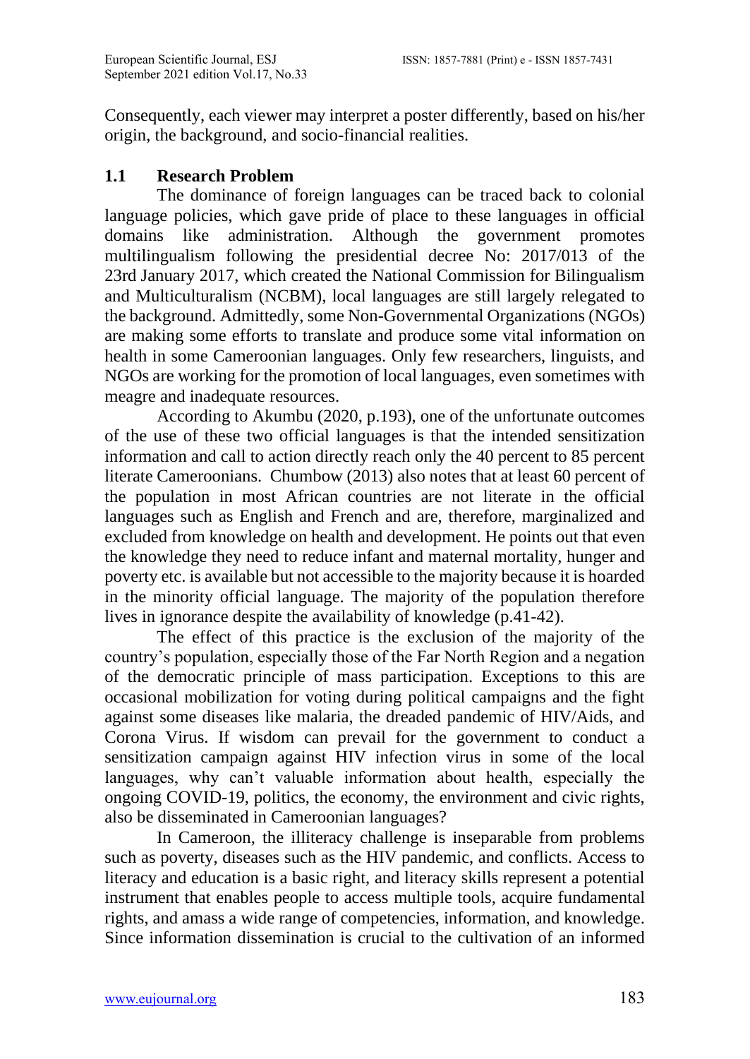Consequently, each viewer may interpret a poster differently, based on his/her origin, the background, and socio-financial realities.

### 1.1 Research Problem

The dominance of foreign languages can be traced back to colonial language policies, which gave pride of place to these languages in official domains like administration. Although the government promotes multilingualism following the presidential decree No: 2017/013 of the 23rd January 2017, which created the National Commission for Bilingualism and Multiculturalism (NCBM), local languages are still largely relegated to the background. Admittedly, some Non-Governmental Organizations (NGOs) are making some efforts to translate and produce some vital information on health in some Cameroonian languages. Only few researchers, linguists, and NGOs are working for the promotion of local languages, even sometimes with meagre and inadequate resources.

According to Akumbu (2020, p.193), one of the unfortunate outcomes of the use of these two official languages is that the intended sensitization information and call to action directly reach only the 40 percent to 85 percent literate Cameroonians. Chumbow (2013) also notes that at least 60 percent of the population in most African countries are not literate in the official languages such as English and French and are, therefore, marginalized and excluded from knowledge on health and development. He points out that even the knowledge they need to reduce infant and maternal mortality, hunger and poverty etc. is available but not accessible to the majority because it is hoarded in the minority official language. The majority of the population therefore lives in ignorance despite the availability of knowledge (p.41-42).

The effect of this practice is the exclusion of the majority of the country's population, especially those of the Far North Region and a negation of the democratic principle of mass participation. Exceptions to this are occasional mobilization for voting during political campaigns and the fight against some diseases like malaria, the dreaded pandemic of HIV/Aids, and Corona Virus. If wisdom can prevail for the government to conduct a sensitization campaign against HIV infection virus in some of the local languages, why can't valuable information about health, especially the ongoing COVID-19, politics, the economy, the environment and civic rights, also be disseminated in Cameroonian languages?

In Cameroon, the illiteracy challenge is inseparable from problems such as poverty, diseases such as the HIV pandemic, and conflicts. Access to literacy and education is a basic right, and literacy skills represent a potential instrument that enables people to access multiple tools, acquire fundamental rights, and amass a wide range of competencies, information, and knowledge. Since information dissemination is crucial to the cultivation of an informed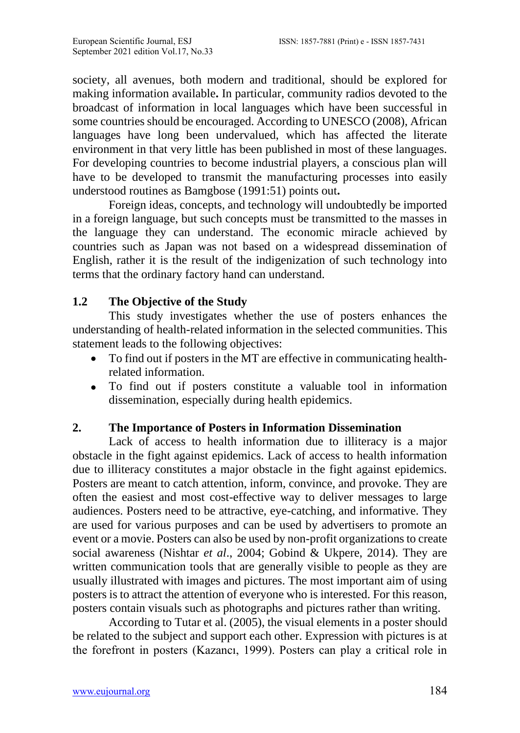society, all avenues, both modern and traditional, should be explored for making information available**.** In particular, community radios devoted to the broadcast of information in local languages which have been successful in some countries should be encouraged. According to UNESCO (2008), African languages have long been undervalued, which has affected the literate environment in that very little has been published in most of these languages. For developing countries to become industrial players, a conscious plan will have to be developed to transmit the manufacturing processes into easily understood routines as Bamgbose (1991:51) points out**.**

Foreign ideas, concepts, and technology will undoubtedly be imported in a foreign language, but such concepts must be transmitted to the masses in the language they can understand. The economic miracle achieved by countries such as Japan was not based on a widespread dissemination of English, rather it is the result of the indigenization of such technology into terms that the ordinary factory hand can understand.

### 1.2 The Objective of the Study

This study investigates whether the use of posters enhances the understanding of health-related information in the selected communities. This statement leads to the following objectives:

- To find out if posters in the MT are effective in communicating health-related information.
- To find out if posters constitute a valuable tool in information dissemination, especially during health epidemics.

## 2. The Importance of Posters in Information Dissemination

Lack of access to health information due to illiteracy is a major obstacle in the fight against epidemics. Lack of access to health information due to illiteracy constitutes a major obstacle in the fight against epidemics. Posters are meant to catch attention, inform, convince, and provoke. They are often the easiest and most cost-effective way to deliver messages to large audiences. Posters need to be attractive, eye-catching, and informative. They are used for various purposes and can be used by advertisers to promote an event or a movie. Posters can also be used by non-profit organizations to create social awareness (Nishtar *et al*., 2004; Gobind & Ukpere, 2014). They are written communication tools that are generally visible to people as they are usually illustrated with images and pictures. The most important aim of using posters is to attract the attention of everyone who is interested. For this reason, posters contain visuals such as photographs and pictures rather than writing.

According to Tutar et al. (2005), the visual elements in a poster should be related to the subject and support each other. Expression with pictures is at the forefront in posters (Kazancı, 1999). Posters can play a critical role in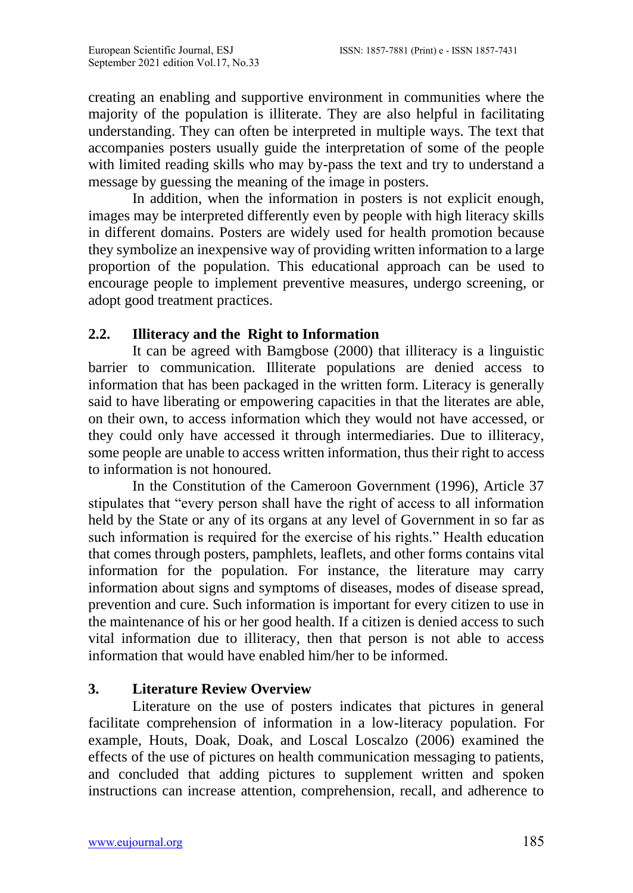creating an enabling and supportive environment in communities where the majority of the population is illiterate. They are also helpful in facilitating understanding. They can often be interpreted in multiple ways. The text that accompanies posters usually guide the interpretation of some of the people with limited reading skills who may by-pass the text and try to understand a message by guessing the meaning of the image in posters.

In addition, when the information in posters is not explicit enough, images may be interpreted differently even by people with high literacy skills in different domains. Posters are widely used for health promotion because they symbolize an inexpensive way of providing written information to a large proportion of the population. This educational approach can be used to encourage people to implement preventive measures, undergo screening, or adopt good treatment practices.

### 2.2. Illiteracy and the Right to Information

It can be agreed with Bamgbose (2000) that illiteracy is a linguistic barrier to communication. Illiterate populations are denied access to information that has been packaged in the written form. Literacy is generally said to have liberating or empowering capacities in that the literates are able, on their own, to access information which they would not have accessed, or they could only have accessed it through intermediaries. Due to illiteracy, some people are unable to access written information, thus their right to access to information is not honoured.

In the Constitution of the Cameroon Government (1996), Article 37 stipulates that "every person shall have the right of access to all information held by the State or any of its organs at any level of Government in so far as such information is required for the exercise of his rights." Health education that comes through posters, pamphlets, leaflets, and other forms contains vital information for the population. For instance, the literature may carry information about signs and symptoms of diseases, modes of disease spread, prevention and cure. Such information is important for every citizen to use in the maintenance of his or her good health. If a citizen is denied access to such vital information due to illiteracy, then that person is not able to access information that would have enabled him/her to be informed.

## 3. Literature Review Overview

Literature on the use of posters indicates that pictures in general facilitate comprehension of information in a low-literacy population. For example, Houts, Doak, Doak, and Loscal Loscalzo (2006) examined the effects of the use of pictures on health communication messaging to patients, and concluded that adding pictures to supplement written and spoken instructions can increase attention, comprehension, recall, and adherence to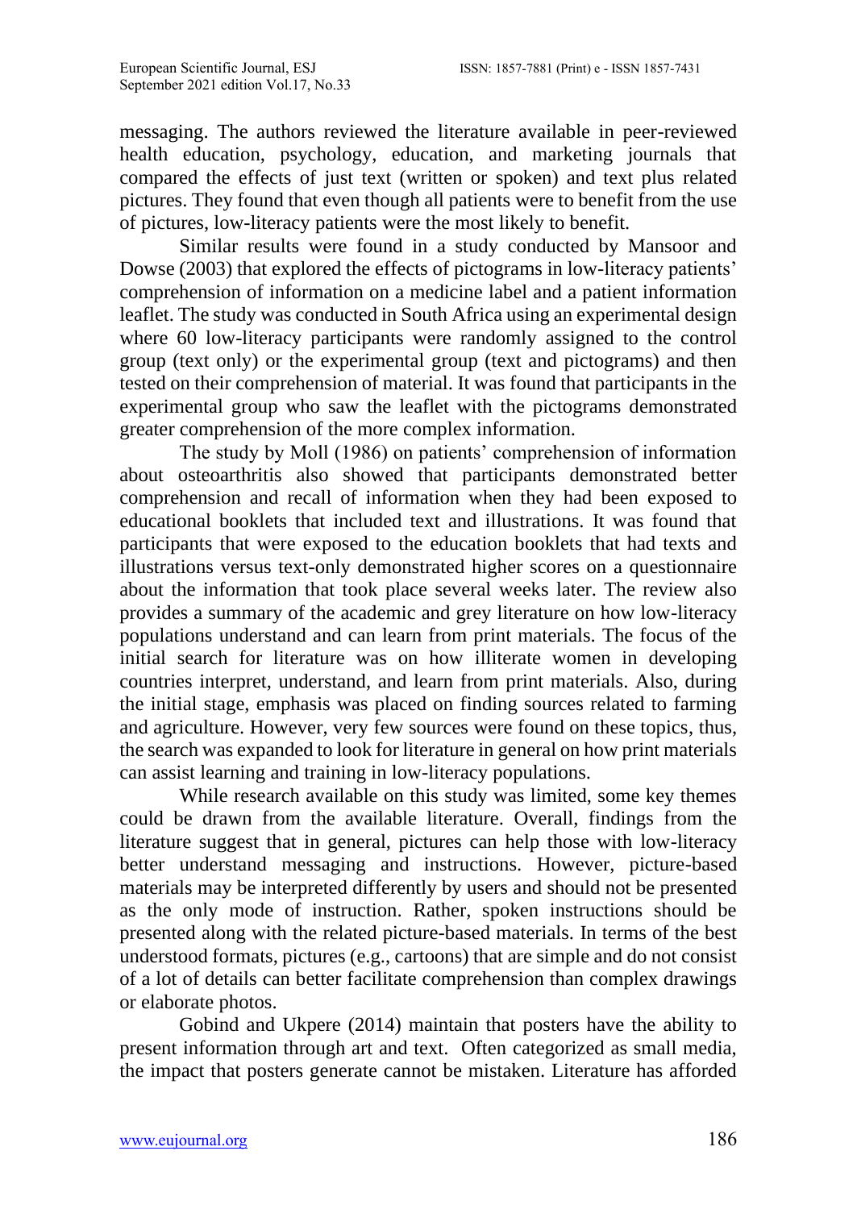messaging. The authors reviewed the literature available in peer-reviewed health education, psychology, education, and marketing journals that compared the effects of just text (written or spoken) and text plus related pictures. They found that even though all patients were to benefit from the use of pictures, low-literacy patients were the most likely to benefit.

Similar results were found in a study conducted by Mansoor and Dowse (2003) that explored the effects of pictograms in low-literacy patients' comprehension of information on a medicine label and a patient information leaflet. The study was conducted in South Africa using an experimental design where 60 low-literacy participants were randomly assigned to the control group (text only) or the experimental group (text and pictograms) and then tested on their comprehension of material. It was found that participants in the experimental group who saw the leaflet with the pictograms demonstrated greater comprehension of the more complex information.

The study by Moll (1986) on patients' comprehension of information about osteoarthritis also showed that participants demonstrated better comprehension and recall of information when they had been exposed to educational booklets that included text and illustrations. It was found that participants that were exposed to the education booklets that had texts and illustrations versus text-only demonstrated higher scores on a questionnaire about the information that took place several weeks later. The review also provides a summary of the academic and grey literature on how low-literacy populations understand and can learn from print materials. The focus of the initial search for literature was on how illiterate women in developing countries interpret, understand, and learn from print materials. Also, during the initial stage, emphasis was placed on finding sources related to farming and agriculture. However, very few sources were found on these topics, thus, the search was expanded to look for literature in general on how print materials can assist learning and training in low-literacy populations.

While research available on this study was limited, some key themes could be drawn from the available literature. Overall, findings from the literature suggest that in general, pictures can help those with low-literacy better understand messaging and instructions. However, picture-based materials may be interpreted differently by users and should not be presented as the only mode of instruction. Rather, spoken instructions should be presented along with the related picture-based materials. In terms of the best understood formats, pictures (e.g., cartoons) that are simple and do not consist of a lot of details can better facilitate comprehension than complex drawings or elaborate photos.

Gobind and Ukpere (2014) maintain that posters have the ability to present information through art and text. Often categorized as small media, the impact that posters generate cannot be mistaken. Literature has afforded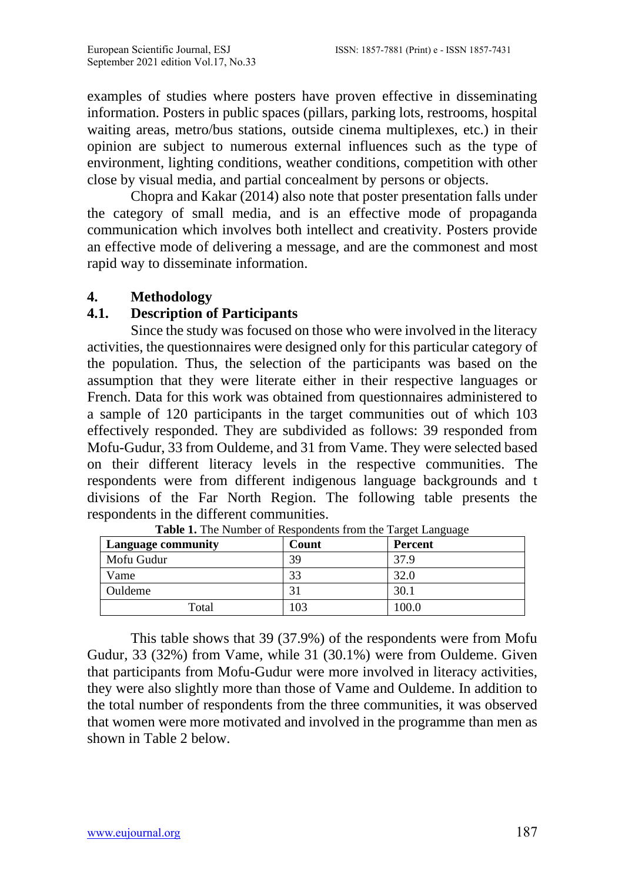examples of studies where posters have proven effective in disseminating information. Posters in public spaces (pillars, parking lots, restrooms, hospital waiting areas, metro/bus stations, outside cinema multiplexes, etc.) in their opinion are subject to numerous external influences such as the type of environment, lighting conditions, weather conditions, competition with other close by visual media, and partial concealment by persons or objects.

Chopra and Kakar (2014) also note that poster presentation falls under the category of small media, and is an effective mode of propaganda communication which involves both intellect and creativity. Posters provide an effective mode of delivering a message, and are the commonest and most rapid way to disseminate information.

## 4. Methodology

### 4.1. Description of Participants

Since the study was focused on those who were involved in the literacy activities, the questionnaires were designed only for this particular category of the population. Thus, the selection of the participants was based on the assumption that they were literate either in their respective languages or French. Data for this work was obtained from questionnaires administered to a sample of 120 participants in the target communities out of which 103 effectively responded. They are subdivided as follows: 39 responded from Mofu-Gudur, 33 from Ouldeme, and 31 from Vame. They were selected based on their different literacy levels in the respective communities. The respondents were from different indigenous language backgrounds and t divisions of the Far North Region. The following table presents the respondents in the different communities.

**Table 1.** The Number of Respondents from the Target Language

| Language community | Count | Percent |
|---|---|---|
| Mofu Gudur | 39 | 37.9 |
| Vame | 33 | 32.0 |
| Ouldeme | 31 | 30.1 |
| Total | 103 | 100.0 |

This table shows that 39 (37.9%) of the respondents were from Mofu Gudur, 33 (32%) from Vame, while 31 (30.1%) were from Ouldeme. Given that participants from Mofu-Gudur were more involved in literacy activities, they were also slightly more than those of Vame and Ouldeme. In addition to the total number of respondents from the three communities, it was observed that women were more motivated and involved in the programme than men as shown in Table 2 below.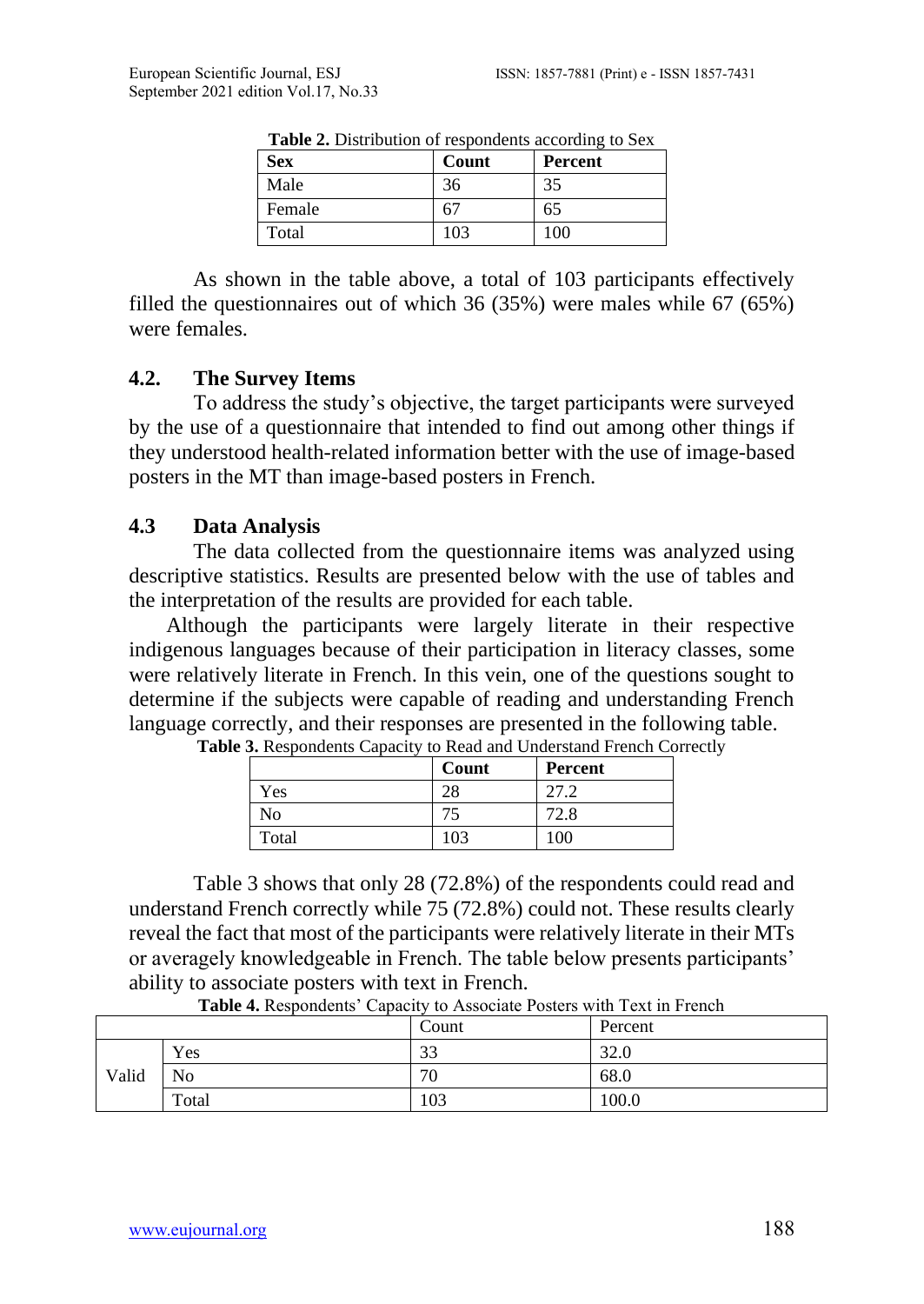**Table 2.** Distribution of respondents according to Sex

| Sex | Count | Percent |
|---|---|---|
| Male | 36 | 35 |
| Female | 67 | 65 |
| Total | 103 | 100 |

As shown in the table above, a total of 103 participants effectively filled the questionnaires out of which 36 (35%) were males while 67 (65%) were females.

### 4.2. The Survey Items

To address the study's objective, the target participants were surveyed by the use of a questionnaire that intended to find out among other things if they understood health-related information better with the use of image-based posters in the MT than image-based posters in French.

### 4.3 Data Analysis

The data collected from the questionnaire items was analyzed using descriptive statistics. Results are presented below with the use of tables and the interpretation of the results are provided for each table.

Although the participants were largely literate in their respective indigenous languages because of their participation in literacy classes, some were relatively literate in French. In this vein, one of the questions sought to determine if the subjects were capable of reading and understanding French language correctly, and their responses are presented in the following table.

**Table 3.** Respondents Capacity to Read and Understand French Correctly

| | Count | Percent |
|---|---|---|
| Yes | 28 | 27.2 |
| No | 75 | 72.8 |
| Total | 103 | 100 |

Table 3 shows that only 28 (72.8%) of the respondents could read and understand French correctly while 75 (72.8%) could not. These results clearly reveal the fact that most of the participants were relatively literate in their MTs or averagely knowledgeable in French. The table below presents participants' ability to associate posters with text in French.

**Table 4.** Respondents' Capacity to Associate Posters with Text in French

| | | Count | Percent |
|---|---|---|---|
| Valid | Yes | 33 | 32.0 |
| | No | 70 | 68.0 |
| | Total | 103 | 100.0 |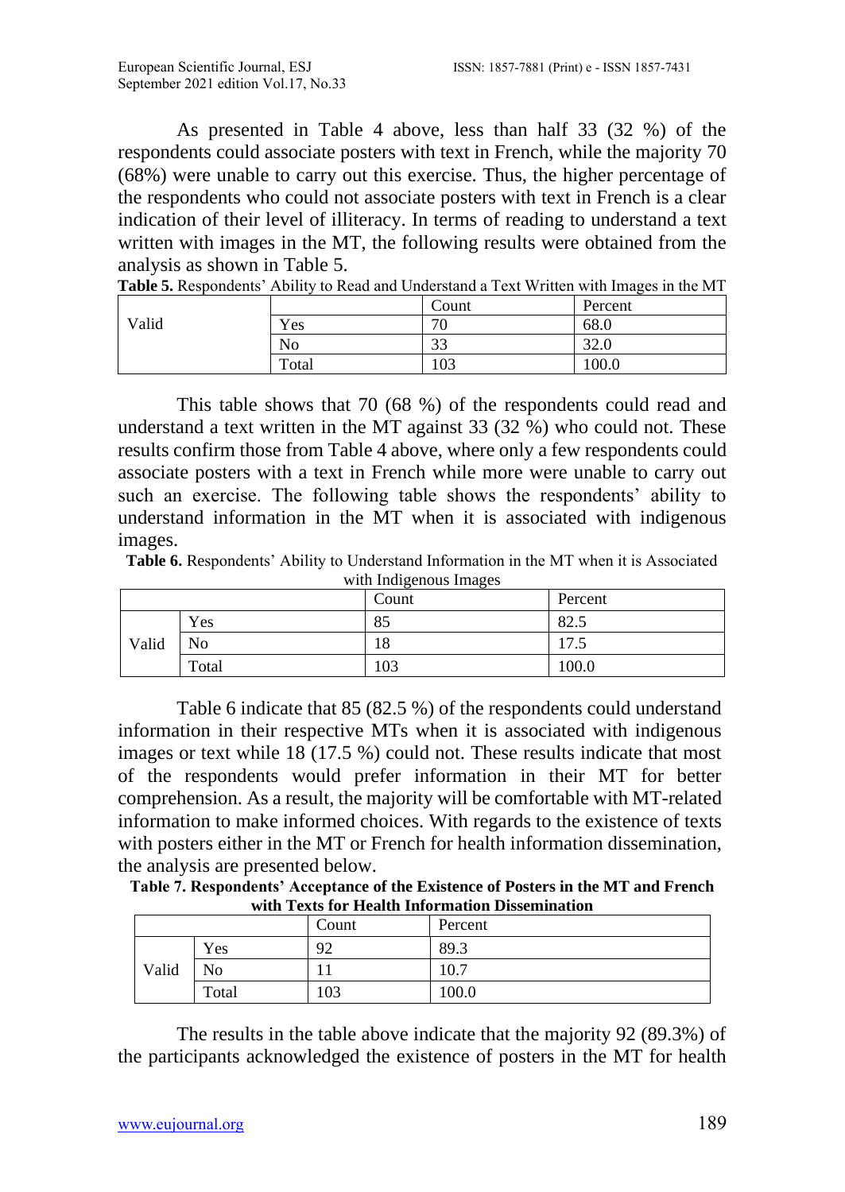As presented in Table 4 above, less than half 33 (32 %) of the respondents could associate posters with text in French, while the majority 70 (68%) were unable to carry out this exercise. Thus, the higher percentage of the respondents who could not associate posters with text in French is a clear indication of their level of illiteracy. In terms of reading to understand a text written with images in the MT, the following results were obtained from the analysis as shown in Table 5.

**Table 5.** Respondents' Ability to Read and Understand a Text Written with Images in the MT

| | | Count | Percent |
|---|---|---|---|
| Valid | Yes | 70 | 68.0 |
| | No | 33 | 32.0 |
| | Total | 103 | 100.0 |

This table shows that 70 (68 %) of the respondents could read and understand a text written in the MT against 33 (32 %) who could not. These results confirm those from Table 4 above, where only a few respondents could associate posters with a text in French while more were unable to carry out such an exercise. The following table shows the respondents' ability to understand information in the MT when it is associated with indigenous images.

**Table 6.** Respondents' Ability to Understand Information in the MT when it is Associated with Indigenous Images

| | | Count | Percent |
|---|---|---|---|
| Valid | Yes | 85 | 82.5 |
| | No | 18 | 17.5 |
| | Total | 103 | 100.0 |

Table 6 indicate that 85 (82.5 %) of the respondents could understand information in their respective MTs when it is associated with indigenous images or text while 18 (17.5 %) could not. These results indicate that most of the respondents would prefer information in their MT for better comprehension. As a result, the majority will be comfortable with MT-related information to make informed choices. With regards to the existence of texts with posters either in the MT or French for health information dissemination, the analysis are presented below.

**Table 7. Respondents' Acceptance of the Existence of Posters in the MT and French with Texts for Health Information Dissemination**

| | | Count | Percent |
|---|---|---|---|
| Valid | Yes | 92 | 89.3 |
| | No | 11 | 10.7 |
| | Total | 103 | 100.0 |

The results in the table above indicate that the majority 92 (89.3%) of the participants acknowledged the existence of posters in the MT for health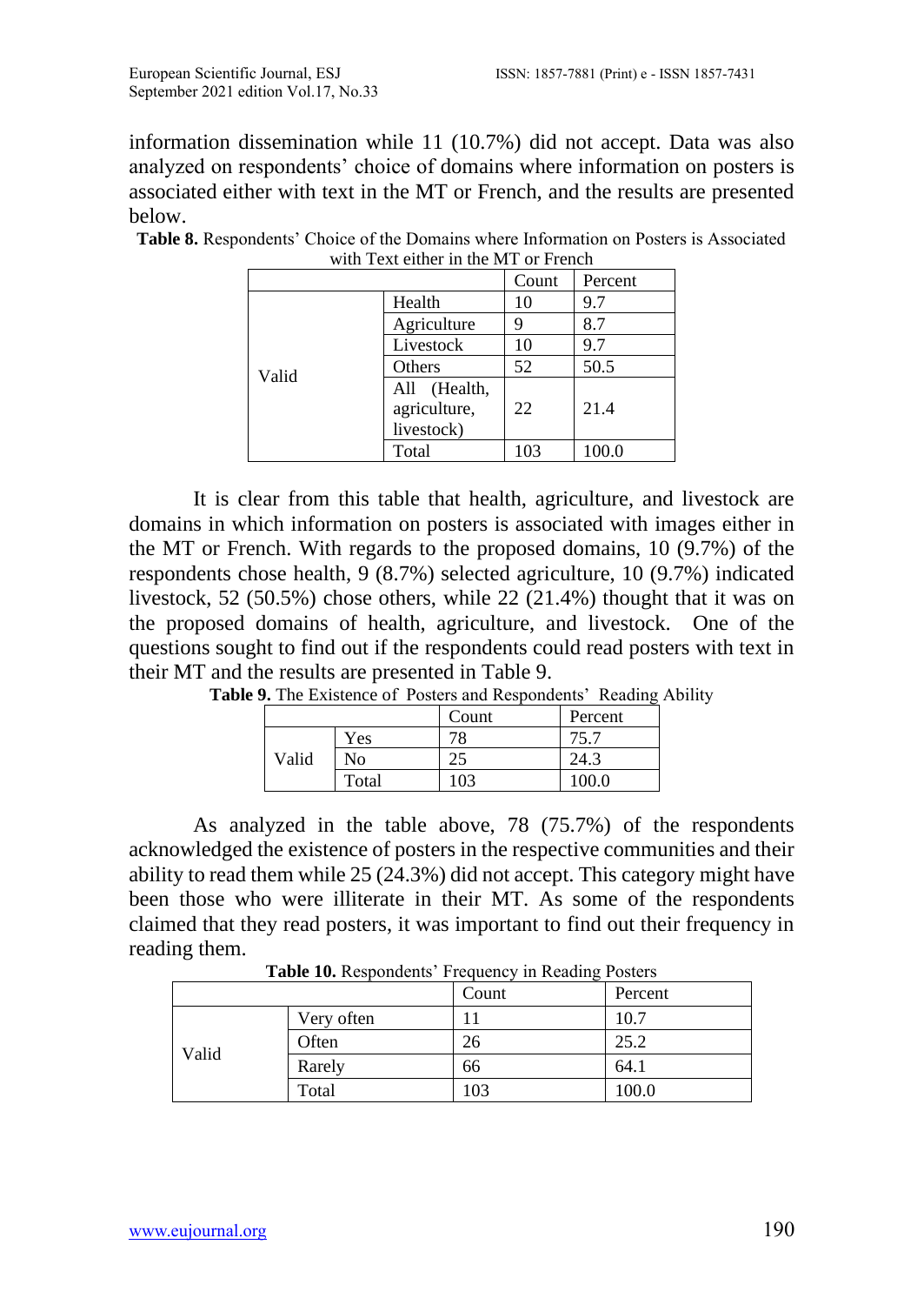information dissemination while 11 (10.7%) did not accept. Data was also analyzed on respondents' choice of domains where information on posters is associated either with text in the MT or French, and the results are presented below.

**Table 8.** Respondents' Choice of the Domains where Information on Posters is Associated with Text either in the MT or French

| | | Count | Percent |
|---|---|---|---|
| Valid | Health | 10 | 9.7 |
| | Agriculture | 9 | 8.7 |
| | Livestock | 10 | 9.7 |
| | Others | 52 | 50.5 |
| | All (Health, agriculture, livestock) | 22 | 21.4 |
| | Total | 103 | 100.0 |

It is clear from this table that health, agriculture, and livestock are domains in which information on posters is associated with images either in the MT or French. With regards to the proposed domains, 10 (9.7%) of the respondents chose health, 9 (8.7%) selected agriculture, 10 (9.7%) indicated livestock, 52 (50.5%) chose others, while 22 (21.4%) thought that it was on the proposed domains of health, agriculture, and livestock. One of the questions sought to find out if the respondents could read posters with text in their MT and the results are presented in Table 9.

**Table 9.** The Existence of Posters and Respondents' Reading Ability

| | | Count | Percent |
|---|---|---|---|
| Valid | Yes | 78 | 75.7 |
| | No | 25 | 24.3 |
| | Total | 103 | 100.0 |

As analyzed in the table above, 78 (75.7%) of the respondents acknowledged the existence of posters in the respective communities and their ability to read them while 25 (24.3%) did not accept. This category might have been those who were illiterate in their MT. As some of the respondents claimed that they read posters, it was important to find out their frequency in reading them.

**Table 10.** Respondents' Frequency in Reading Posters

| | | Count | Percent |
|---|---|---|---|
| Valid | Very often | 11 | 10.7 |
| | Often | 26 | 25.2 |
| | Rarely | 66 | 64.1 |
| | Total | 103 | 100.0 |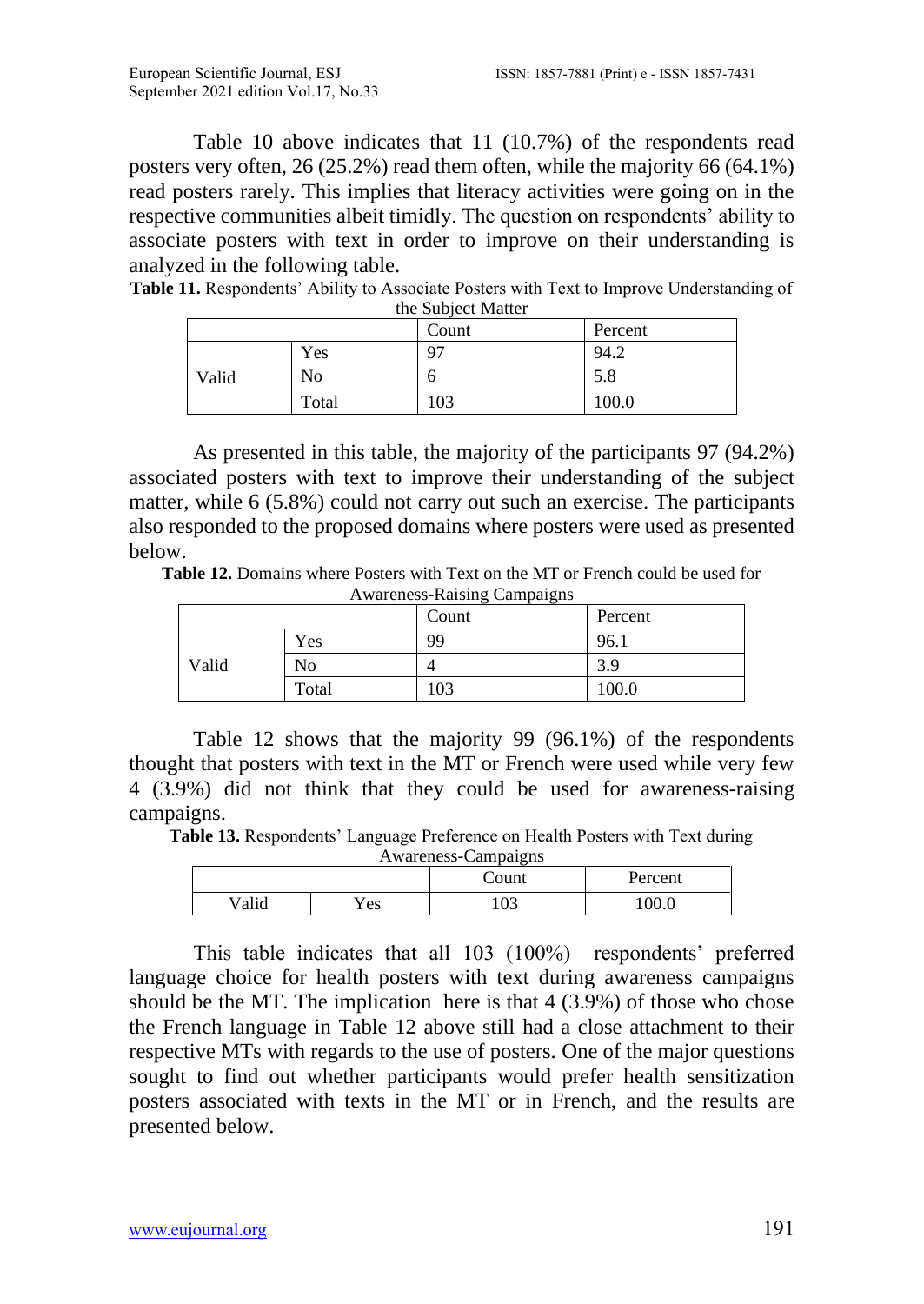Table 10 above indicates that 11 (10.7%) of the respondents read posters very often, 26 (25.2%) read them often, while the majority 66 (64.1%) read posters rarely. This implies that literacy activities were going on in the respective communities albeit timidly. The question on respondents' ability to associate posters with text in order to improve on their understanding is analyzed in the following table.

**Table 11.** Respondents' Ability to Associate Posters with Text to Improve Understanding of the Subject Matter

| | | Count | Percent |
|---|---|---|---|
| Valid | Yes | 97 | 94.2 |
| | No | 6 | 5.8 |
| | Total | 103 | 100.0 |

As presented in this table, the majority of the participants 97 (94.2%) associated posters with text to improve their understanding of the subject matter, while 6 (5.8%) could not carry out such an exercise. The participants also responded to the proposed domains where posters were used as presented below.

**Table 12.** Domains where Posters with Text on the MT or French could be used for Awareness-Raising Campaigns

| | | Count | Percent |
|---|---|---|---|
| Valid | Yes | 99 | 96.1 |
| | No | 4 | 3.9 |
| | Total | 103 | 100.0 |

Table 12 shows that the majority 99 (96.1%) of the respondents thought that posters with text in the MT or French were used while very few 4 (3.9%) did not think that they could be used for awareness-raising campaigns.

**Table 13.** Respondents' Language Preference on Health Posters with Text during Awareness-Campaigns

| | | Count | Percent |
|---|---|---|---|
| Valid | Yes | 103 | 100.0 |

This table indicates that all 103 (100%) respondents' preferred language choice for health posters with text during awareness campaigns should be the MT. The implication here is that 4 (3.9%) of those who chose the French language in Table 12 above still had a close attachment to their respective MTs with regards to the use of posters. One of the major questions sought to find out whether participants would prefer health sensitization posters associated with texts in the MT or in French, and the results are presented below.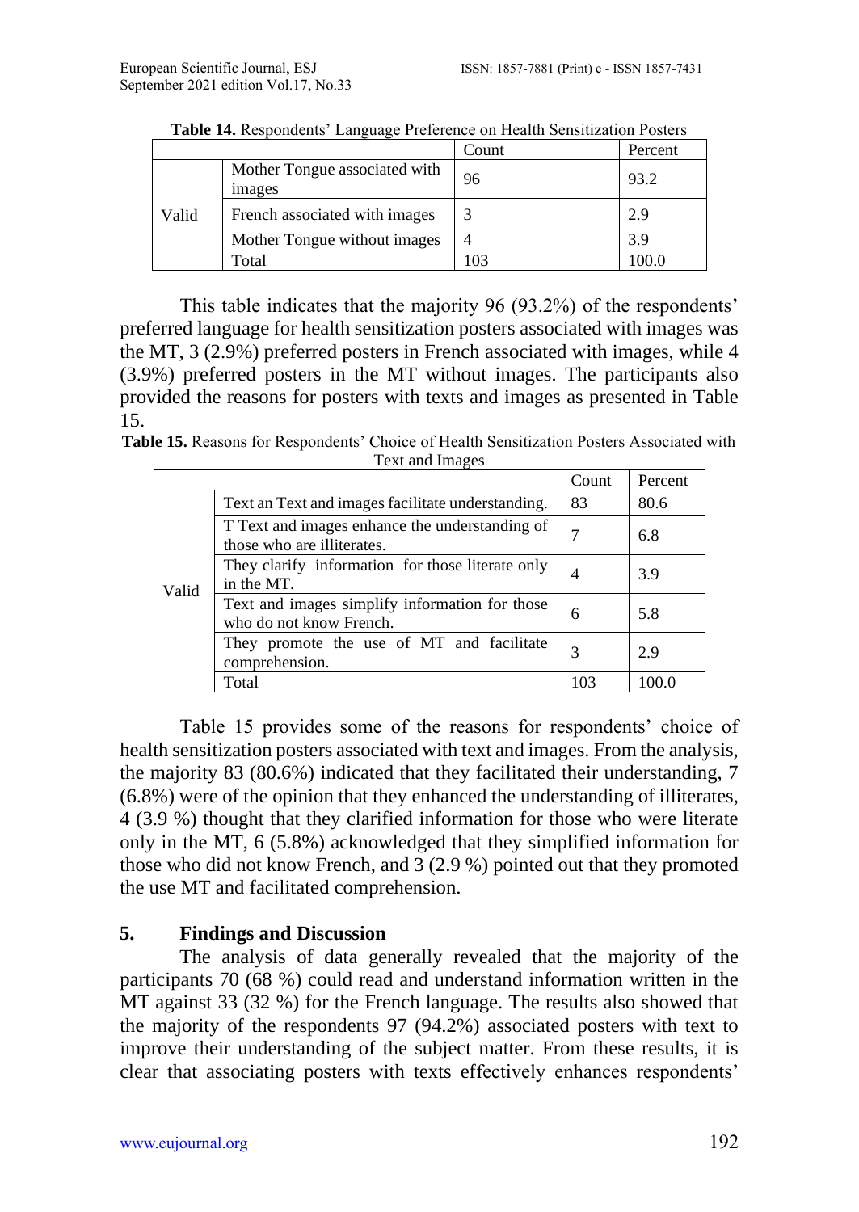**Table 14.** Respondents' Language Preference on Health Sensitization Posters

| | | Count | Percent |
|---|---|---|---|
| Valid | Mother Tongue associated with images | 96 | 93.2 |
| | French associated with images | 3 | 2.9 |
| | Mother Tongue without images | 4 | 3.9 |
| | Total | 103 | 100.0 |

This table indicates that the majority 96 (93.2%) of the respondents' preferred language for health sensitization posters associated with images was the MT, 3 (2.9%) preferred posters in French associated with images, while 4 (3.9%) preferred posters in the MT without images. The participants also provided the reasons for posters with texts and images as presented in Table 15.

**Table 15.** Reasons for Respondents' Choice of Health Sensitization Posters Associated with Text and Images

| | | Count | Percent |
|---|---|---|---|
| Valid | Text an Text and images facilitate understanding. | 83 | 80.6 |
| | T Text and images enhance the understanding of those who are illiterates. | 7 | 6.8 |
| | They clarify information for those literate only in the MT. | 4 | 3.9 |
| | Text and images simplify information for those who do not know French. | 6 | 5.8 |
| | They promote the use of MT and facilitate comprehension. | 3 | 2.9 |
| | Total | 103 | 100.0 |

Table 15 provides some of the reasons for respondents' choice of health sensitization posters associated with text and images. From the analysis, the majority 83 (80.6%) indicated that they facilitated their understanding, 7 (6.8%) were of the opinion that they enhanced the understanding of illiterates, 4 (3.9 %) thought that they clarified information for those who were literate only in the MT, 6 (5.8%) acknowledged that they simplified information for those who did not know French, and 3 (2.9 %) pointed out that they promoted the use MT and facilitated comprehension.

## 5. Findings and Discussion

The analysis of data generally revealed that the majority of the participants 70 (68 %) could read and understand information written in the MT against 33 (32 %) for the French language. The results also showed that the majority of the respondents 97 (94.2%) associated posters with text to improve their understanding of the subject matter. From these results, it is clear that associating posters with texts effectively enhances respondents'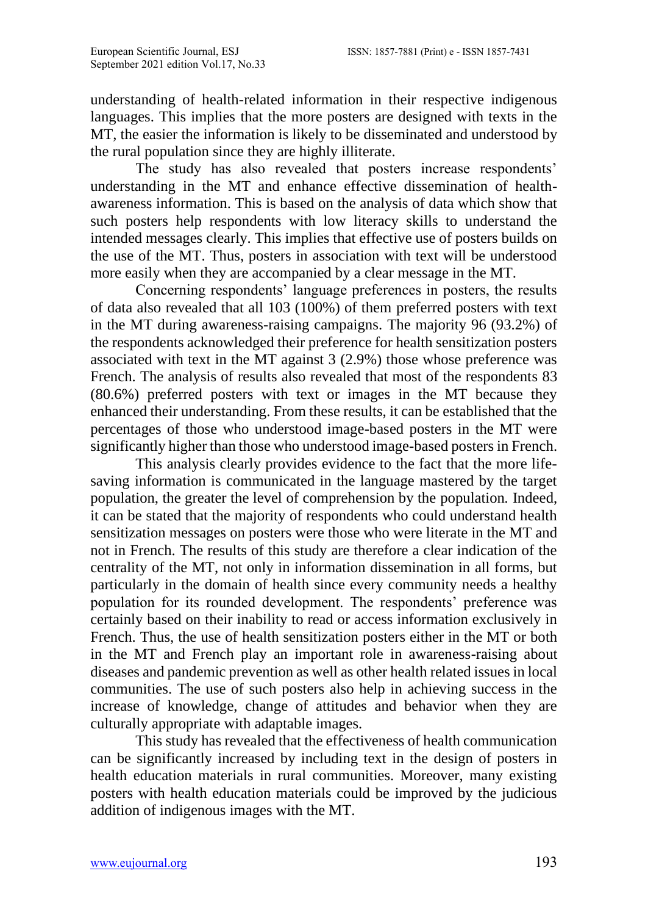understanding of health-related information in their respective indigenous languages. This implies that the more posters are designed with texts in the MT, the easier the information is likely to be disseminated and understood by the rural population since they are highly illiterate.

The study has also revealed that posters increase respondents' understanding in the MT and enhance effective dissemination of health-awareness information. This is based on the analysis of data which show that such posters help respondents with low literacy skills to understand the intended messages clearly. This implies that effective use of posters builds on the use of the MT. Thus, posters in association with text will be understood more easily when they are accompanied by a clear message in the MT.

Concerning respondents' language preferences in posters, the results of data also revealed that all 103 (100%) of them preferred posters with text in the MT during awareness-raising campaigns. The majority 96 (93.2%) of the respondents acknowledged their preference for health sensitization posters associated with text in the MT against 3 (2.9%) those whose preference was French. The analysis of results also revealed that most of the respondents 83 (80.6%) preferred posters with text or images in the MT because they enhanced their understanding. From these results, it can be established that the percentages of those who understood image-based posters in the MT were significantly higher than those who understood image-based posters in French.

This analysis clearly provides evidence to the fact that the more life-saving information is communicated in the language mastered by the target population, the greater the level of comprehension by the population. Indeed, it can be stated that the majority of respondents who could understand health sensitization messages on posters were those who were literate in the MT and not in French. The results of this study are therefore a clear indication of the centrality of the MT, not only in information dissemination in all forms, but particularly in the domain of health since every community needs a healthy population for its rounded development. The respondents' preference was certainly based on their inability to read or access information exclusively in French. Thus, the use of health sensitization posters either in the MT or both in the MT and French play an important role in awareness-raising about diseases and pandemic prevention as well as other health related issues in local communities. The use of such posters also help in achieving success in the increase of knowledge, change of attitudes and behavior when they are culturally appropriate with adaptable images.

This study has revealed that the effectiveness of health communication can be significantly increased by including text in the design of posters in health education materials in rural communities. Moreover, many existing posters with health education materials could be improved by the judicious addition of indigenous images with the MT.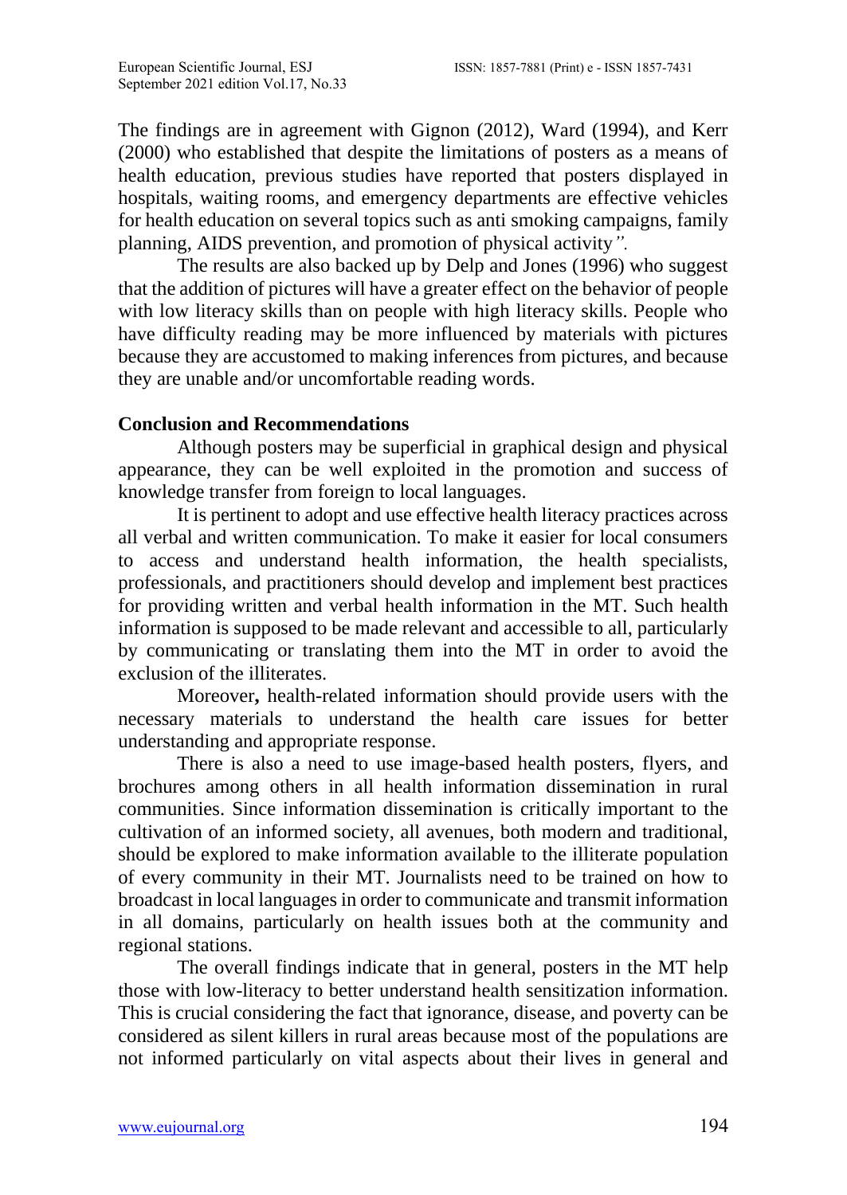The findings are in agreement with Gignon (2012), Ward (1994), and Kerr (2000) who established that despite the limitations of posters as a means of health education, previous studies have reported that posters displayed in hospitals, waiting rooms, and emergency departments are effective vehicles for health education on several topics such as anti smoking campaigns, family planning, AIDS prevention, and promotion of physical activity*".*

The results are also backed up by Delp and Jones (1996) who suggest that the addition of pictures will have a greater effect on the behavior of people with low literacy skills than on people with high literacy skills. People who have difficulty reading may be more influenced by materials with pictures because they are accustomed to making inferences from pictures, and because they are unable and/or uncomfortable reading words.

## Conclusion and Recommendations

Although posters may be superficial in graphical design and physical appearance, they can be well exploited in the promotion and success of knowledge transfer from foreign to local languages.

It is pertinent to adopt and use effective health literacy practices across all verbal and written communication. To make it easier for local consumers to access and understand health information, the health specialists, professionals, and practitioners should develop and implement best practices for providing written and verbal health information in the MT. Such health information is supposed to be made relevant and accessible to all, particularly by communicating or translating them into the MT in order to avoid the exclusion of the illiterates.

Moreover**,** health-related information should provide users with the necessary materials to understand the health care issues for better understanding and appropriate response.

There is also a need to use image-based health posters, flyers, and brochures among others in all health information dissemination in rural communities. Since information dissemination is critically important to the cultivation of an informed society, all avenues, both modern and traditional, should be explored to make information available to the illiterate population of every community in their MT. Journalists need to be trained on how to broadcast in local languages in order to communicate and transmit information in all domains, particularly on health issues both at the community and regional stations.

The overall findings indicate that in general, posters in the MT help those with low-literacy to better understand health sensitization information. This is crucial considering the fact that ignorance, disease, and poverty can be considered as silent killers in rural areas because most of the populations are not informed particularly on vital aspects about their lives in general and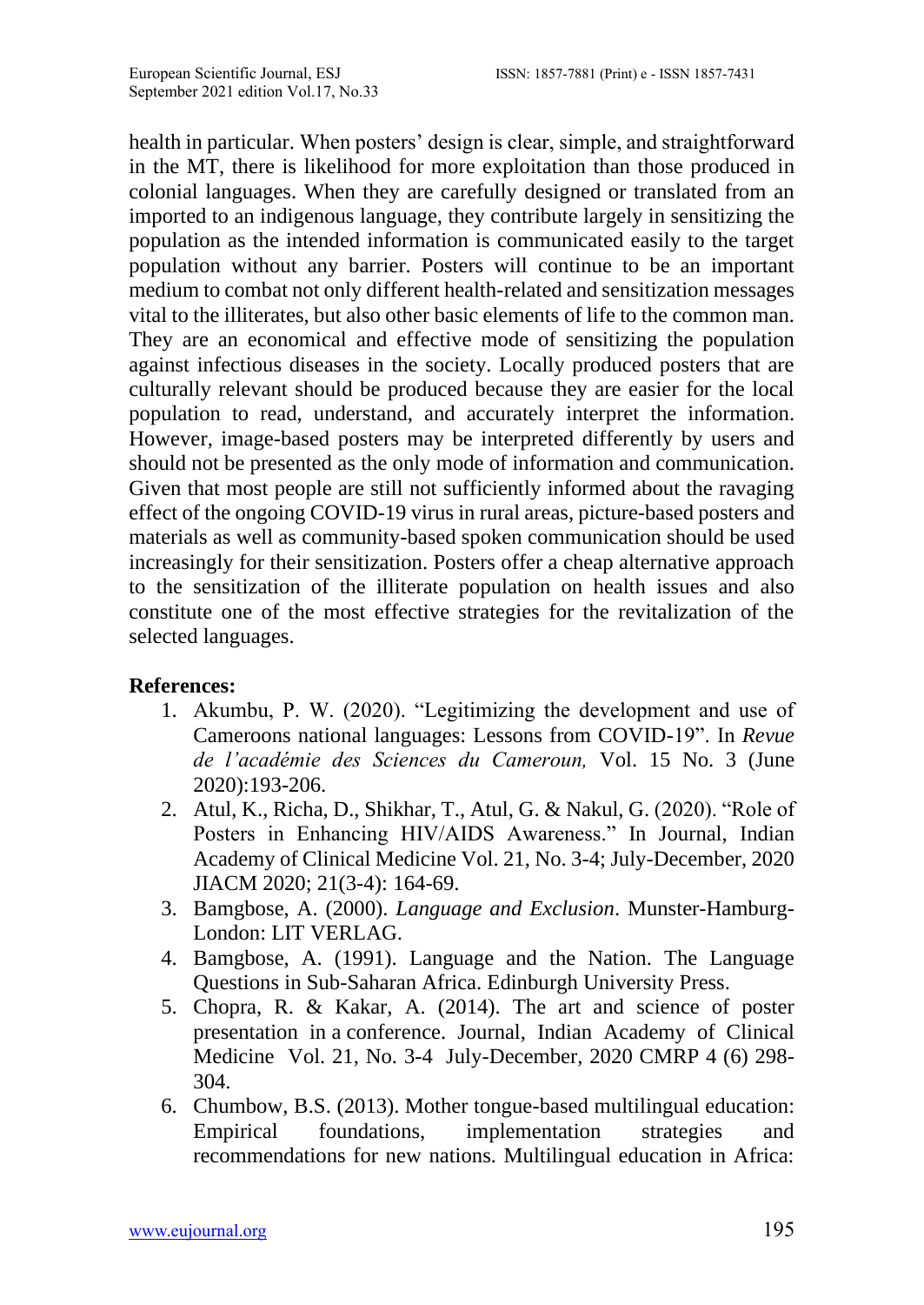health in particular. When posters' design is clear, simple, and straightforward in the MT, there is likelihood for more exploitation than those produced in colonial languages. When they are carefully designed or translated from an imported to an indigenous language, they contribute largely in sensitizing the population as the intended information is communicated easily to the target population without any barrier. Posters will continue to be an important medium to combat not only different health-related and sensitization messages vital to the illiterates, but also other basic elements of life to the common man. They are an economical and effective mode of sensitizing the population against infectious diseases in the society. Locally produced posters that are culturally relevant should be produced because they are easier for the local population to read, understand, and accurately interpret the information. However, image-based posters may be interpreted differently by users and should not be presented as the only mode of information and communication. Given that most people are still not sufficiently informed about the ravaging effect of the ongoing COVID-19 virus in rural areas, picture-based posters and materials as well as community-based spoken communication should be used increasingly for their sensitization. Posters offer a cheap alternative approach to the sensitization of the illiterate population on health issues and also constitute one of the most effective strategies for the revitalization of the selected languages.

**References:**

1. Akumbu, P. W. (2020). "Legitimizing the development and use of Cameroons national languages: Lessons from COVID-19". In *Revue de l'académie des Sciences du Cameroun,* Vol. 15 No. 3 (June 2020):193-206.
2. Atul, K., Richa, D., Shikhar, T., Atul, G. & Nakul, G. (2020). "Role of Posters in Enhancing HIV/AIDS Awareness." In Journal, Indian Academy of Clinical Medicine Vol. 21, No. 3-4; July-December, 2020 JIACM 2020; 21(3-4): 164-69.
3. Bamgbose, A. (2000). *Language and Exclusion*. Munster-Hamburg-London: LIT VERLAG.
4. Bamgbose, A. (1991). Language and the Nation. The Language Questions in Sub-Saharan Africa. Edinburgh University Press.
5. Chopra, R. & Kakar, A. (2014). The art and science of poster presentation in a conference. Journal, Indian Academy of Clinical Medicine Vol. 21, No. 3-4 July-December, 2020 CMRP 4 (6) 298-304.
6. Chumbow, B.S. (2013). Mother tongue-based multilingual education: Empirical foundations, implementation strategies and recommendations for new nations. Multilingual education in Africa: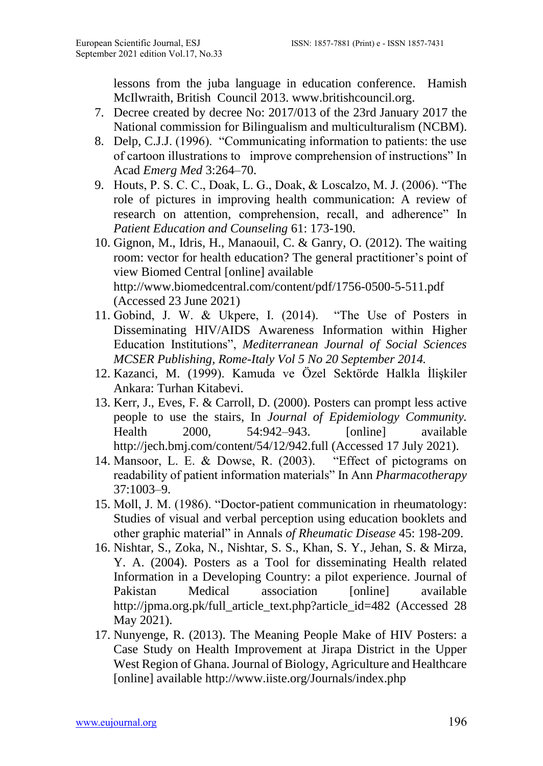lessons from the juba language in education conference. Hamish McIlwraith, British Council 2013. www.britishcouncil.org.

7. Decree created by decree No: 2017/013 of the 23rd January 2017 the National commission for Bilingualism and multiculturalism (NCBM).
8. Delp, C.J.J. (1996). "Communicating information to patients: the use of cartoon illustrations to improve comprehension of instructions" In Acad *Emerg Med* 3:264–70.
9. Houts, P. S. C. C., Doak, L. G., Doak, & Loscalzo, M. J. (2006). "The role of pictures in improving health communication: A review of research on attention, comprehension, recall, and adherence" In *Patient Education and Counseling* 61: 173-190.
10. Gignon, M., Idris, H., Manaouil, C. & Ganry, O. (2012). The waiting room: vector for health education? The general practitioner's point of view Biomed Central [online] available http://www.biomedcentral.com/content/pdf/1756-0500-5-511.pdf (Accessed 23 June 2021)
11. Gobind, J. W. & Ukpere, I. (2014). "The Use of Posters in Disseminating HIV/AIDS Awareness Information within Higher Education Institutions", *Mediterranean Journal of Social Sciences MCSER Publishing, Rome-Italy Vol 5 No 20 September 2014.*
12. Kazanci, M. (1999). Kamuda ve Özel Sektörde Halkla İlişkiler Ankara: Turhan Kitabevi.
13. Kerr, J., Eves, F. & Carroll, D. (2000). Posters can prompt less active people to use the stairs, In *Journal of Epidemiology Community.* Health 2000, 54:942–943. [online] available http://jech.bmj.com/content/54/12/942.full (Accessed 17 July 2021).
14. Mansoor, L. E. & Dowse, R. (2003). "Effect of pictograms on readability of patient information materials" In Ann *Pharmacotherapy* 37:1003–9.
15. Moll, J. M. (1986). "Doctor-patient communication in rheumatology: Studies of visual and verbal perception using education booklets and other graphic material" in Annals *of Rheumatic Disease* 45: 198-209.
16. Nishtar, S., Zoka, N., Nishtar, S. S., Khan, S. Y., Jehan, S. & Mirza, Y. A. (2004). Posters as a Tool for disseminating Health related Information in a Developing Country: a pilot experience. Journal of Pakistan Medical association [online] available http://jpma.org.pk/full_article_text.php?article_id=482 (Accessed 28 May 2021).
17. Nunyenge, R. (2013). The Meaning People Make of HIV Posters: a Case Study on Health Improvement at Jirapa District in the Upper West Region of Ghana. Journal of Biology, Agriculture and Healthcare [online] available http://www.iiste.org/Journals/index.php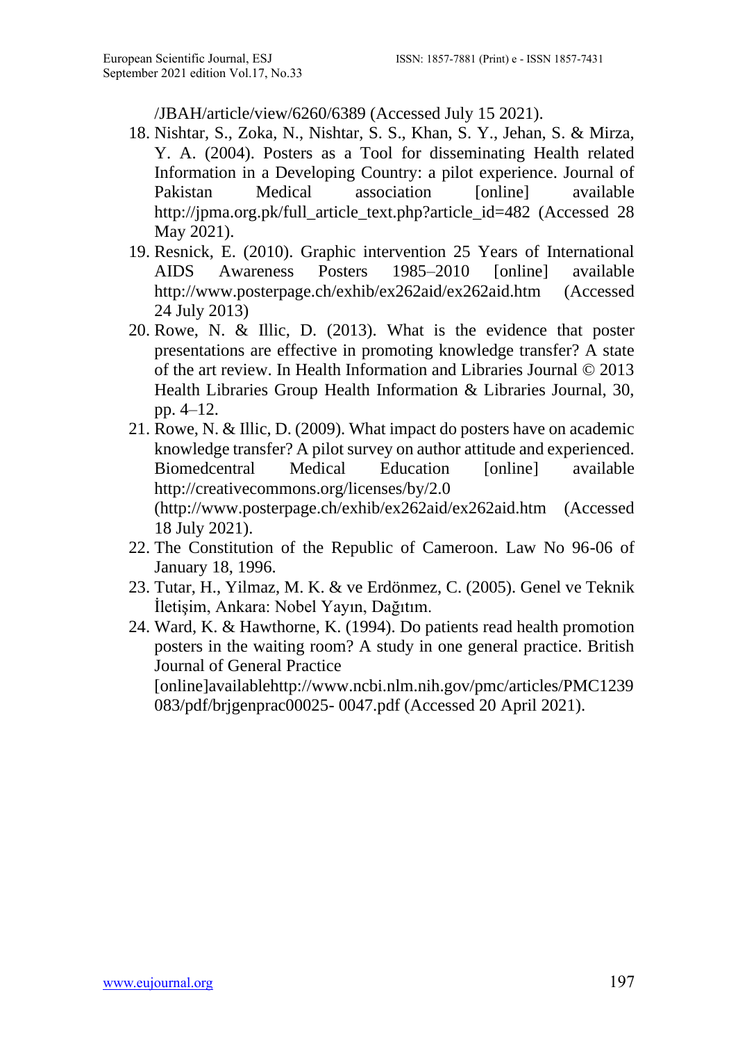/JBAH/article/view/6260/6389 (Accessed July 15 2021).

18. Nishtar, S., Zoka, N., Nishtar, S. S., Khan, S. Y., Jehan, S. & Mirza, Y. A. (2004). Posters as a Tool for disseminating Health related Information in a Developing Country: a pilot experience. Journal of Pakistan Medical association [online] available http://jpma.org.pk/full_article_text.php?article_id=482 (Accessed 28 May 2021).
19. Resnick, E. (2010). Graphic intervention 25 Years of International AIDS Awareness Posters 1985–2010 [online] available http://www.posterpage.ch/exhib/ex262aid/ex262aid.htm (Accessed 24 July 2013)
20. Rowe, N. & Illic, D. (2013). What is the evidence that poster presentations are effective in promoting knowledge transfer? A state of the art review. In Health Information and Libraries Journal © 2013 Health Libraries Group Health Information & Libraries Journal, 30, pp. 4–12.
21. Rowe, N. & Illic, D. (2009). What impact do posters have on academic knowledge transfer? A pilot survey on author attitude and experienced. Biomedcentral Medical Education [online] available http://creativecommons.org/licenses/by/2.0 (http://www.posterpage.ch/exhib/ex262aid/ex262aid.htm (Accessed 18 July 2021).
22. The Constitution of the Republic of Cameroon. Law No 96-06 of January 18, 1996.
23. Tutar, H., Yilmaz, M. K. & ve Erdönmez, C. (2005). Genel ve Teknik İletişim, Ankara: Nobel Yayın, Dağıtım.
24. Ward, K. & Hawthorne, K. (1994). Do patients read health promotion posters in the waiting room? A study in one general practice. British Journal of General Practice [online]availablehttp://www.ncbi.nlm.nih.gov/pmc/articles/PMC1239083/pdf/brjgenprac00025- 0047.pdf (Accessed 20 April 2021).